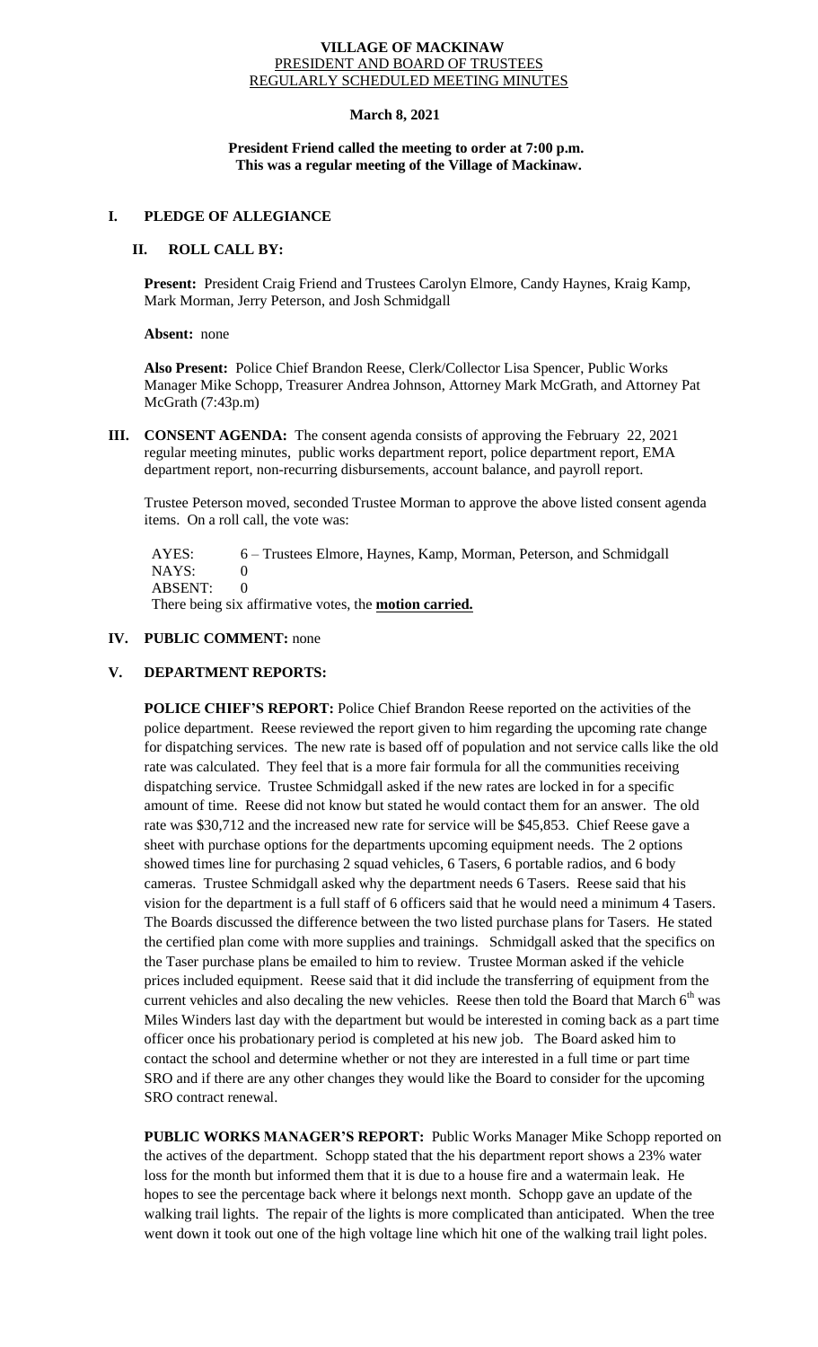**VILLAGE OF MACKINAW**
PRESIDENT AND BOARD OF TRUSTEES
REGULARLY SCHEDULED MEETING MINUTES

**March 8, 2021**

**President Friend called the meeting to order at 7:00 p.m.**
**This was a regular meeting of the Village of Mackinaw.**

## I. PLEDGE OF ALLEGIANCE

## II. ROLL CALL BY:

**Present:** President Craig Friend and Trustees Carolyn Elmore, Candy Haynes, Kraig Kamp, Mark Morman, Jerry Peterson, and Josh Schmidgall

**Absent:** none

**Also Present:** Police Chief Brandon Reese, Clerk/Collector Lisa Spencer, Public Works Manager Mike Schopp, Treasurer Andrea Johnson, Attorney Mark McGrath, and Attorney Pat McGrath (7:43p.m)

**III. CONSENT AGENDA:** The consent agenda consists of approving the February 22, 2021 regular meeting minutes, public works department report, police department report, EMA department report, non-recurring disbursements, account balance, and payroll report.

Trustee Peterson moved, seconded Trustee Morman to approve the above listed consent agenda items. On a roll call, the vote was:

AYES: 6 – Trustees Elmore, Haynes, Kamp, Morman, Peterson, and Schmidgall
NAYS: 0
ABSENT: 0
There being six affirmative votes, the **motion carried.**

## IV. PUBLIC COMMENT: none

## V. DEPARTMENT REPORTS:

**POLICE CHIEF'S REPORT:** Police Chief Brandon Reese reported on the activities of the police department. Reese reviewed the report given to him regarding the upcoming rate change for dispatching services. The new rate is based off of population and not service calls like the old rate was calculated. They feel that is a more fair formula for all the communities receiving dispatching service. Trustee Schmidgall asked if the new rates are locked in for a specific amount of time. Reese did not know but stated he would contact them for an answer. The old rate was $30,712 and the increased new rate for service will be $45,853. Chief Reese gave a sheet with purchase options for the departments upcoming equipment needs. The 2 options showed times line for purchasing 2 squad vehicles, 6 Tasers, 6 portable radios, and 6 body cameras. Trustee Schmidgall asked why the department needs 6 Tasers. Reese said that his vision for the department is a full staff of 6 officers said that he would need a minimum 4 Tasers. The Boards discussed the difference between the two listed purchase plans for Tasers. He stated the certified plan come with more supplies and trainings. Schmidgall asked that the specifics on the Taser purchase plans be emailed to him to review. Trustee Morman asked if the vehicle prices included equipment. Reese said that it did include the transferring of equipment from the current vehicles and also decaling the new vehicles. Reese then told the Board that March 6th was Miles Winders last day with the department but would be interested in coming back as a part time officer once his probationary period is completed at his new job. The Board asked him to contact the school and determine whether or not they are interested in a full time or part time SRO and if there are any other changes they would like the Board to consider for the upcoming SRO contract renewal.

**PUBLIC WORKS MANAGER'S REPORT:** Public Works Manager Mike Schopp reported on the actives of the department. Schopp stated that the his department report shows a 23% water loss for the month but informed them that it is due to a house fire and a watermain leak. He hopes to see the percentage back where it belongs next month. Schopp gave an update of the walking trail lights. The repair of the lights is more complicated than anticipated. When the tree went down it took out one of the high voltage line which hit one of the walking trail light poles.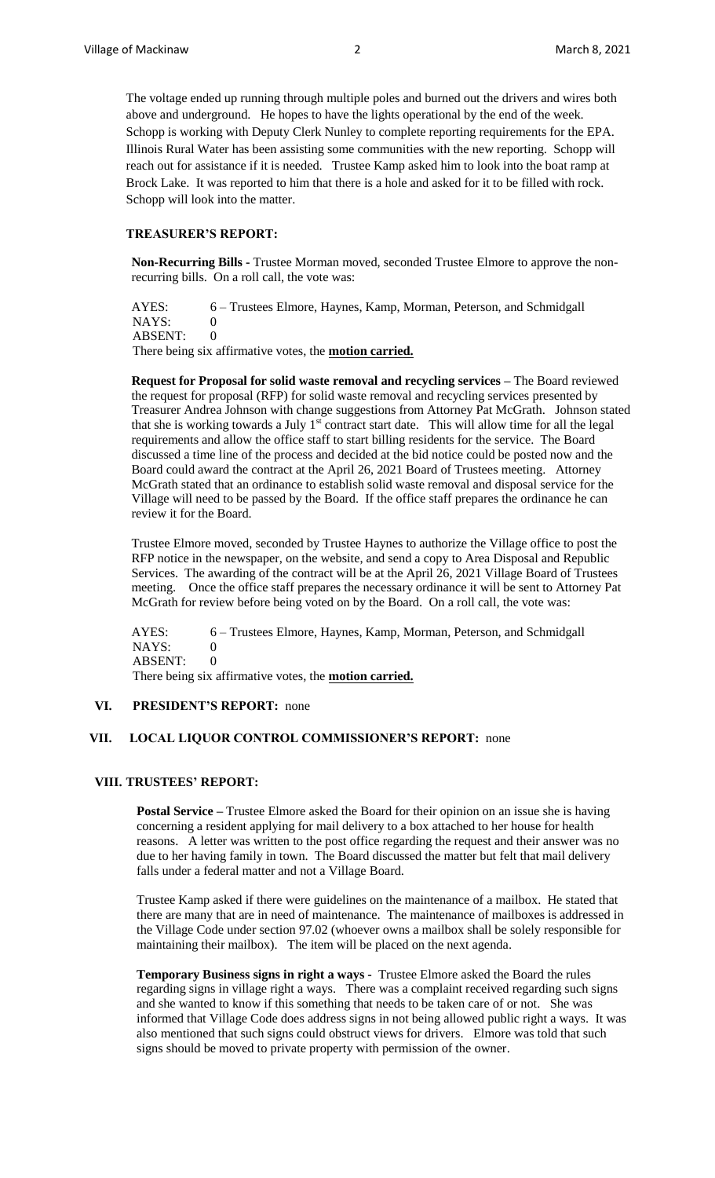The voltage ended up running through multiple poles and burned out the drivers and wires both above and underground. He hopes to have the lights operational by the end of the week. Schopp is working with Deputy Clerk Nunley to complete reporting requirements for the EPA. Illinois Rural Water has been assisting some communities with the new reporting. Schopp will reach out for assistance if it is needed. Trustee Kamp asked him to look into the boat ramp at Brock Lake. It was reported to him that there is a hole and asked for it to be filled with rock. Schopp will look into the matter.

**TREASURER'S REPORT:**

**Non-Recurring Bills -** Trustee Morman moved, seconded Trustee Elmore to approve the non-recurring bills. On a roll call, the vote was:

AYES: 6 – Trustees Elmore, Haynes, Kamp, Morman, Peterson, and Schmidgall
NAYS: 0
ABSENT: 0
There being six affirmative votes, the **motion carried.**

**Request for Proposal for solid waste removal and recycling services –** The Board reviewed the request for proposal (RFP) for solid waste removal and recycling services presented by Treasurer Andrea Johnson with change suggestions from Attorney Pat McGrath. Johnson stated that she is working towards a July 1st contract start date. This will allow time for all the legal requirements and allow the office staff to start billing residents for the service. The Board discussed a time line of the process and decided at the bid notice could be posted now and the Board could award the contract at the April 26, 2021 Board of Trustees meeting. Attorney McGrath stated that an ordinance to establish solid waste removal and disposal service for the Village will need to be passed by the Board. If the office staff prepares the ordinance he can review it for the Board.

Trustee Elmore moved, seconded by Trustee Haynes to authorize the Village office to post the RFP notice in the newspaper, on the website, and send a copy to Area Disposal and Republic Services. The awarding of the contract will be at the April 26, 2021 Village Board of Trustees meeting. Once the office staff prepares the necessary ordinance it will be sent to Attorney Pat McGrath for review before being voted on by the Board. On a roll call, the vote was:

AYES: 6 – Trustees Elmore, Haynes, Kamp, Morman, Peterson, and Schmidgall
NAYS: 0
ABSENT: 0
There being six affirmative votes, the **motion carried.**

## VI. PRESIDENT'S REPORT: none

## VII. LOCAL LIQUOR CONTROL COMMISSIONER'S REPORT: none

## VIII. TRUSTEES' REPORT:

**Postal Service –** Trustee Elmore asked the Board for their opinion on an issue she is having concerning a resident applying for mail delivery to a box attached to her house for health reasons. A letter was written to the post office regarding the request and their answer was no due to her having family in town. The Board discussed the matter but felt that mail delivery falls under a federal matter and not a Village Board.

Trustee Kamp asked if there were guidelines on the maintenance of a mailbox. He stated that there are many that are in need of maintenance. The maintenance of mailboxes is addressed in the Village Code under section 97.02 (whoever owns a mailbox shall be solely responsible for maintaining their mailbox). The item will be placed on the next agenda.

**Temporary Business signs in right a ways -** Trustee Elmore asked the Board the rules regarding signs in village right a ways. There was a complaint received regarding such signs and she wanted to know if this something that needs to be taken care of or not. She was informed that Village Code does address signs in not being allowed public right a ways. It was also mentioned that such signs could obstruct views for drivers. Elmore was told that such signs should be moved to private property with permission of the owner.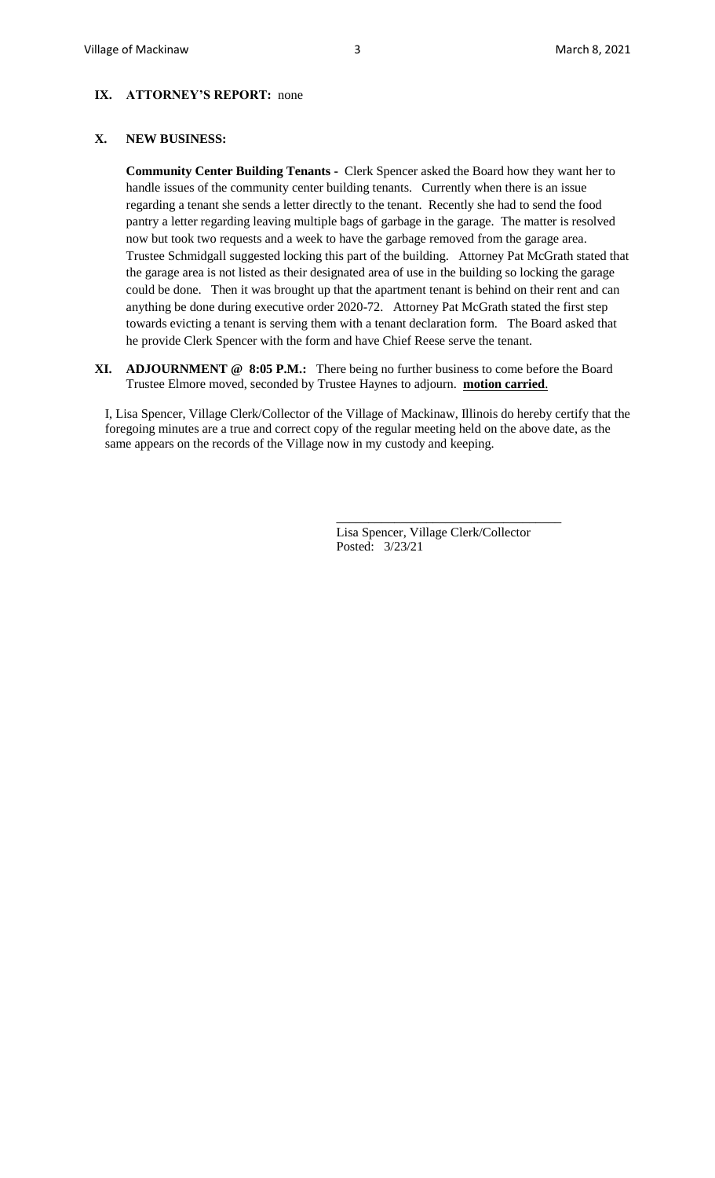## IX. ATTORNEY'S REPORT: none

## X. NEW BUSINESS:

**Community Center Building Tenants -** Clerk Spencer asked the Board how they want her to handle issues of the community center building tenants. Currently when there is an issue regarding a tenant she sends a letter directly to the tenant. Recently she had to send the food pantry a letter regarding leaving multiple bags of garbage in the garage. The matter is resolved now but took two requests and a week to have the garbage removed from the garage area. Trustee Schmidgall suggested locking this part of the building. Attorney Pat McGrath stated that the garage area is not listed as their designated area of use in the building so locking the garage could be done. Then it was brought up that the apartment tenant is behind on their rent and can anything be done during executive order 2020-72. Attorney Pat McGrath stated the first step towards evicting a tenant is serving them with a tenant declaration form. The Board asked that he provide Clerk Spencer with the form and have Chief Reese serve the tenant.

## XI. ADJOURNMENT @ 8:05 P.M.:

There being no further business to come before the Board Trustee Elmore moved, seconded by Trustee Haynes to adjourn. **motion carried**.

I, Lisa Spencer, Village Clerk/Collector of the Village of Mackinaw, Illinois do hereby certify that the foregoing minutes are a true and correct copy of the regular meeting held on the above date, as the same appears on the records of the Village now in my custody and keeping.

\_\_\_\_\_\_\_\_\_\_\_\_\_\_\_\_\_\_\_\_\_\_\_\_\_\_\_\_\_\_\_\_\_\_\_\_

Lisa Spencer, Village Clerk/Collector

Posted: 3/23/21